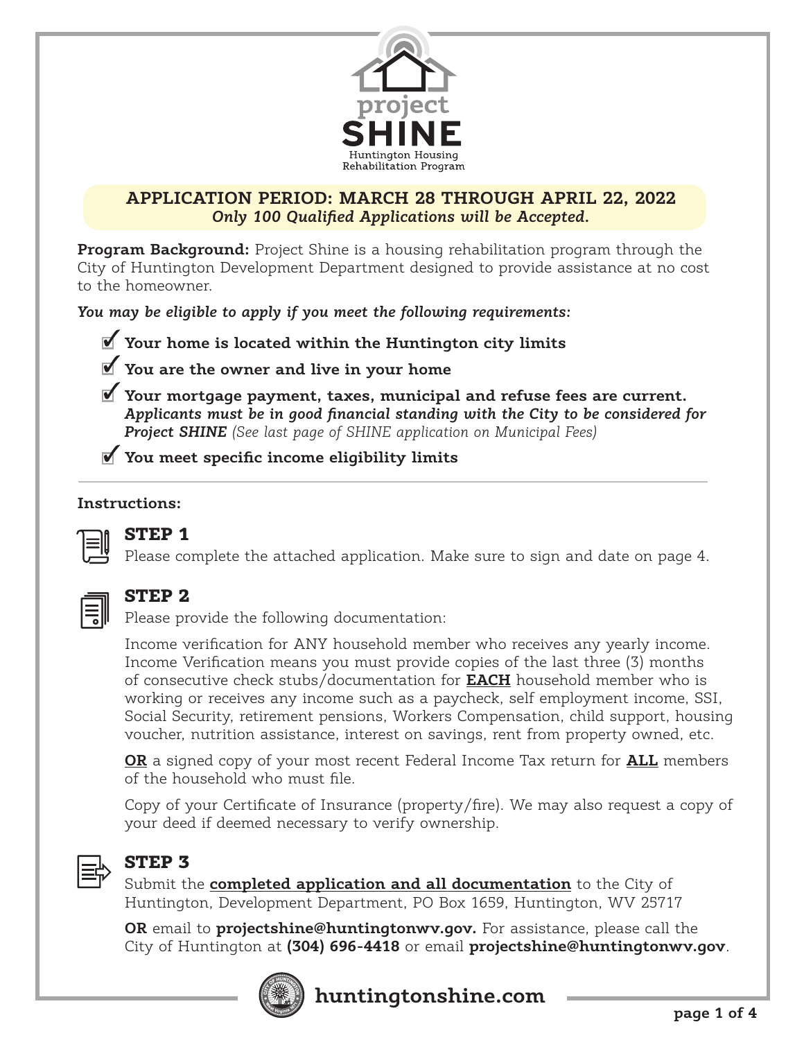# project SHINE

Huntington Housing Rehabilitation Program

**APPLICATION PERIOD: MARCH 28 THROUGH APRIL 22, 2022**
***Only 100 Qualified Applications will be Accepted.***

**Program Background:** Project Shine is a housing rehabilitation program through the City of Huntington Development Department designed to provide assistance at no cost to the homeowner.

***You may be eligible to apply if you meet the following requirements:***

- ✔ **Your home is located within the Huntington city limits**
- ✔ **You are the owner and live in your home**
- ✔ **Your mortgage payment, taxes, municipal and refuse fees are current.** ***Applicants must be in good financial standing with the City to be considered for Project SHINE*** *(See last page of SHINE application on Municipal Fees)*
- ✔ **You meet specific income eligibility limits**

---

**Instructions:**

### STEP 1

Please complete the attached application. Make sure to sign and date on page 4.

### STEP 2

Please provide the following documentation:

Income verification for ANY household member who receives any yearly income. Income Verification means you must provide copies of the last three (3) months of consecutive check stubs/documentation for **EACH** household member who is working or receives any income such as a paycheck, self employment income, SSI, Social Security, retirement pensions, Workers Compensation, child support, housing voucher, nutrition assistance, interest on savings, rent from property owned, etc.

**OR** a signed copy of your most recent Federal Income Tax return for **ALL** members of the household who must file.

Copy of your Certificate of Insurance (property/fire). We may also request a copy of your deed if deemed necessary to verify ownership.

### STEP 3

Submit the **completed application and all documentation** to the City of Huntington, Development Department, PO Box 1659, Huntington, WV 25717

**OR** email to **projectshine@huntingtonwv.gov.** For assistance, please call the City of Huntington at **(304) 696-4418** or email **projectshine@huntingtonwv.gov**.

**huntingtonshine.com**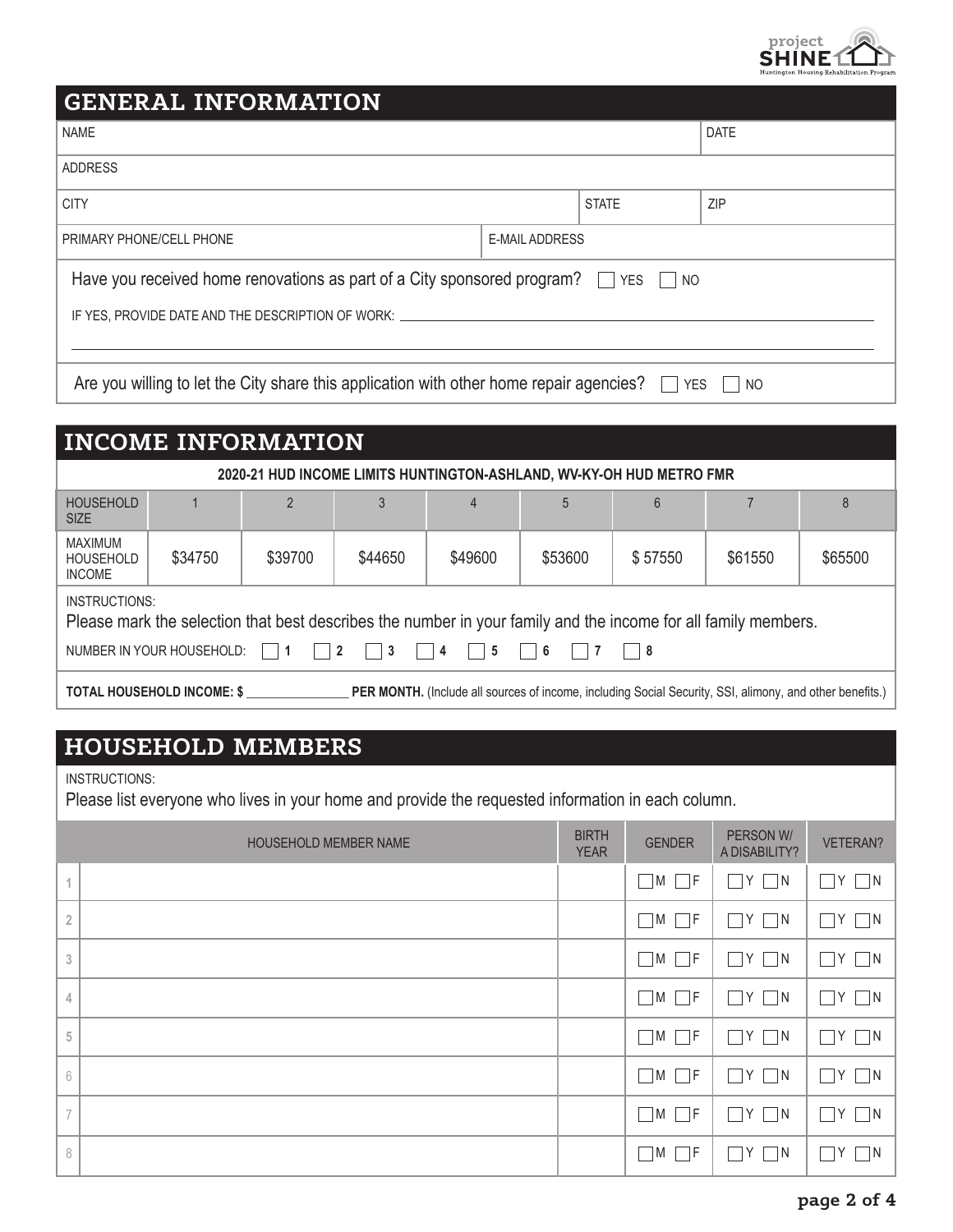project SHINE
Huntington Housing Rehabilitation Program

## GENERAL INFORMATION

| NAME | | | DATE |
|---|---|---|---|
| ADDRESS | | | |
| CITY | | STATE | ZIP |
| PRIMARY PHONE/CELL PHONE | E-MAIL ADDRESS | | |

Have you received home renovations as part of a City sponsored program? ☐ YES ☐ NO

IF YES, PROVIDE DATE AND THE DESCRIPTION OF WORK: ____________________________________________

______________________________________________________________________________

Are you willing to let the City share this application with other home repair agencies? ☐ YES ☐ NO

## INCOME INFORMATION

**2020-21 HUD INCOME LIMITS HUNTINGTON-ASHLAND, WV-KY-OH HUD METRO FMR**

| HOUSEHOLD SIZE | 1 | 2 | 3 | 4 | 5 | 6 | 7 | 8 |
|---|---|---|---|---|---|---|---|---|
| MAXIMUM HOUSEHOLD INCOME | $34750 | $39700 | $44650 | $49600 | $53600 | $ 57550 | $61550 | $65500 |

INSTRUCTIONS:
Please mark the selection that best describes the number in your family and the income for all family members.

NUMBER IN YOUR HOUSEHOLD: ☐ **1** ☐ **2** ☐ **3** ☐ **4** ☐ **5** ☐ **6** ☐ **7** ☐ **8**

**TOTAL HOUSEHOLD INCOME: $** ______________ **PER MONTH.** (Include all sources of income, including Social Security, SSI, alimony, and other benefits.)

## HOUSEHOLD MEMBERS

INSTRUCTIONS:
Please list everyone who lives in your home and provide the requested information in each column.

| | HOUSEHOLD MEMBER NAME | BIRTH YEAR | GENDER | PERSON W/ A DISABILITY? | VETERAN? |
|---|---|---|---|---|---|
| 1 | | | ☐M ☐F | ☐Y ☐N | ☐Y ☐N |
| 2 | | | ☐M ☐F | ☐Y ☐N | ☐Y ☐N |
| 3 | | | ☐M ☐F | ☐Y ☐N | ☐Y ☐N |
| 4 | | | ☐M ☐F | ☐Y ☐N | ☐Y ☐N |
| 5 | | | ☐M ☐F | ☐Y ☐N | ☐Y ☐N |
| 6 | | | ☐M ☐F | ☐Y ☐N | ☐Y ☐N |
| 7 | | | ☐M ☐F | ☐Y ☐N | ☐Y ☐N |
| 8 | | | ☐M ☐F | ☐Y ☐N | ☐Y ☐N |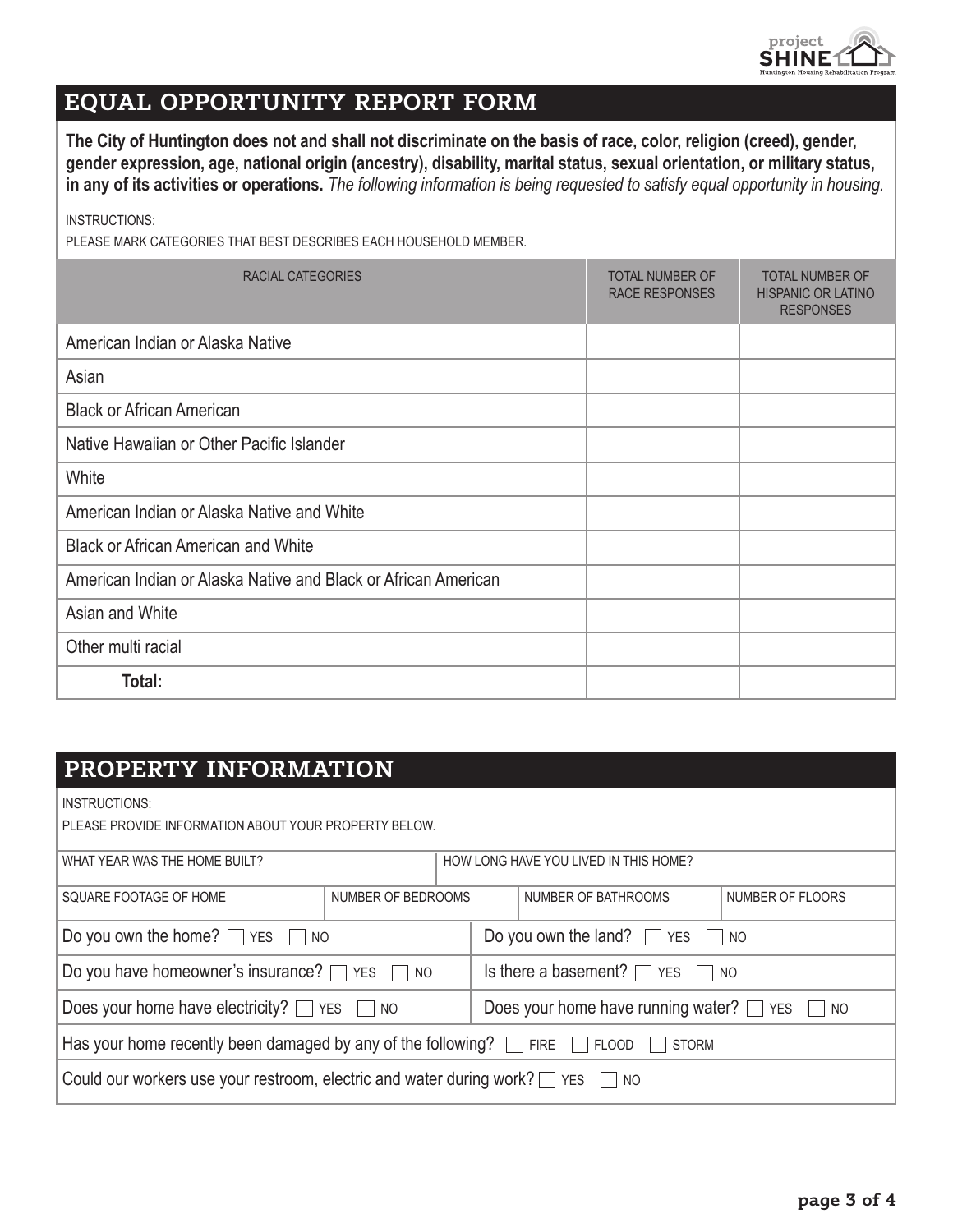## EQUAL OPPORTUNITY REPORT FORM

**The City of Huntington does not and shall not discriminate on the basis of race, color, religion (creed), gender, gender expression, age, national origin (ancestry), disability, marital status, sexual orientation, or military status, in any of its activities or operations.** *The following information is being requested to satisfy equal opportunity in housing.*

INSTRUCTIONS:

PLEASE MARK CATEGORIES THAT BEST DESCRIBES EACH HOUSEHOLD MEMBER.

| RACIAL CATEGORIES | TOTAL NUMBER OF RACE RESPONSES | TOTAL NUMBER OF HISPANIC OR LATINO RESPONSES |
|---|---|---|
| American Indian or Alaska Native | | |
| Asian | | |
| Black or African American | | |
| Native Hawaiian or Other Pacific Islander | | |
| White | | |
| American Indian or Alaska Native and White | | |
| Black or African American and White | | |
| American Indian or Alaska Native and Black or African American | | |
| Asian and White | | |
| Other multi racial | | |
| **Total:** | | |

## PROPERTY INFORMATION

INSTRUCTIONS:

PLEASE PROVIDE INFORMATION ABOUT YOUR PROPERTY BELOW.

| WHAT YEAR WAS THE HOME BUILT? | HOW LONG HAVE YOU LIVED IN THIS HOME? |
|---|---|
| | |

| SQUARE FOOTAGE OF HOME | NUMBER OF BEDROOMS | NUMBER OF BATHROOMS | NUMBER OF FLOORS |
|---|---|---|---|
| | | | |

Do you own the home? ☐ YES ☐ NO

Do you own the land? ☐ YES ☐ NO

Do you have homeowner's insurance? ☐ YES ☐ NO

Is there a basement? ☐ YES ☐ NO

Does your home have electricity? ☐ YES ☐ NO

Does your home have running water? ☐ YES ☐ NO

Has your home recently been damaged by any of the following? ☐ FIRE ☐ FLOOD ☐ STORM

Could our workers use your restroom, electric and water during work? ☐ YES ☐ NO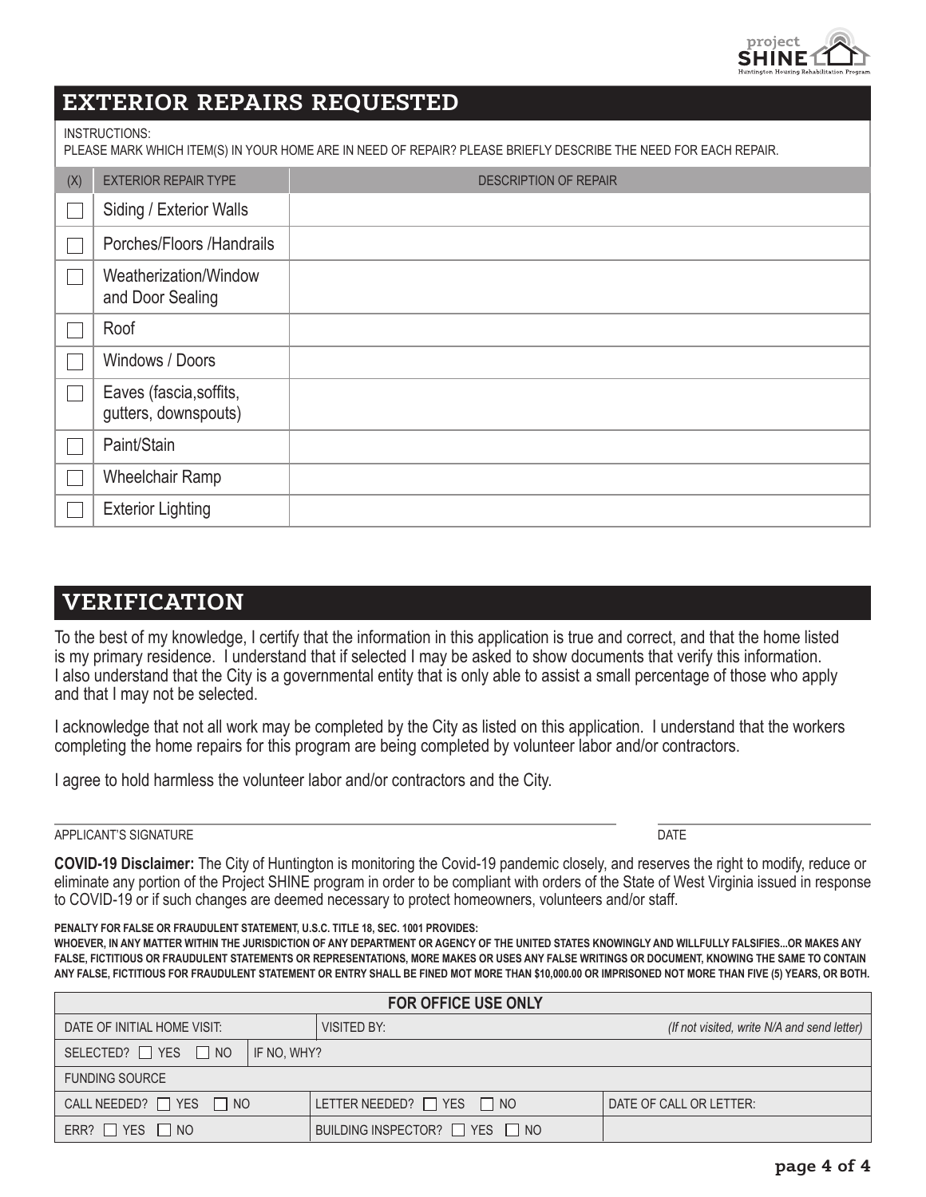## EXTERIOR REPAIRS REQUESTED

INSTRUCTIONS:
PLEASE MARK WHICH ITEM(S) IN YOUR HOME ARE IN NEED OF REPAIR? PLEASE BRIEFLY DESCRIBE THE NEED FOR EACH REPAIR.

| (X) | EXTERIOR REPAIR TYPE | DESCRIPTION OF REPAIR |
|---|---|---|
| ☐ | Siding / Exterior Walls | |
| ☐ | Porches/Floors /Handrails | |
| ☐ | Weatherization/Window and Door Sealing | |
| ☐ | Roof | |
| ☐ | Windows / Doors | |
| ☐ | Eaves (fascia,soffits, gutters, downspouts) | |
| ☐ | Paint/Stain | |
| ☐ | Wheelchair Ramp | |
| ☐ | Exterior Lighting | |

## VERIFICATION

To the best of my knowledge, I certify that the information in this application is true and correct, and that the home listed is my primary residence. I understand that if selected I may be asked to show documents that verify this information. I also understand that the City is a governmental entity that is only able to assist a small percentage of those who apply and that I may not be selected.

I acknowledge that not all work may be completed by the City as listed on this application. I understand that the workers completing the home repairs for this program are being completed by volunteer labor and/or contractors.

I agree to hold harmless the volunteer labor and/or contractors and the City.

APPLICANT'S SIGNATURE _______________________ DATE ___________

**COVID-19 Disclaimer:** The City of Huntington is monitoring the Covid-19 pandemic closely, and reserves the right to modify, reduce or eliminate any portion of the Project SHINE program in order to be compliant with orders of the State of West Virginia issued in response to COVID-19 or if such changes are deemed necessary to protect homeowners, volunteers and/or staff.

**PENALTY FOR FALSE OR FRAUDULENT STATEMENT, U.S.C. TITLE 18, SEC. 1001 PROVIDES:**
**WHOEVER, IN ANY MATTER WITHIN THE JURISDICTION OF ANY DEPARTMENT OR AGENCY OF THE UNITED STATES KNOWINGLY AND WILLFULLY FALSIFIES...OR MAKES ANY FALSE, FICTITIOUS OR FRAUDULENT STATEMENTS OR REPRESENTATIONS, MORE MAKES OR USES ANY FALSE WRITINGS OR DOCUMENT, KNOWING THE SAME TO CONTAIN ANY FALSE, FICTITIOUS FOR FRAUDULENT STATEMENT OR ENTRY SHALL BE FINED MOT MORE THAN $10,000.00 OR IMPRISONED NOT MORE THAN FIVE (5) YEARS, OR BOTH.**

| FOR OFFICE USE ONLY | | |
|---|---|---|
| DATE OF INITIAL HOME VISIT: | VISITED BY: | *(If not visited, write N/A and send letter)* |
| SELECTED? ☐ YES ☐ NO | IF NO, WHY? | |
| FUNDING SOURCE | | |
| CALL NEEDED? ☐ YES ☐ NO | LETTER NEEDED? ☐ YES ☐ NO | DATE OF CALL OR LETTER: |
| ERR? ☐ YES ☐ NO | BUILDING INSPECTOR? ☐ YES ☐ NO | |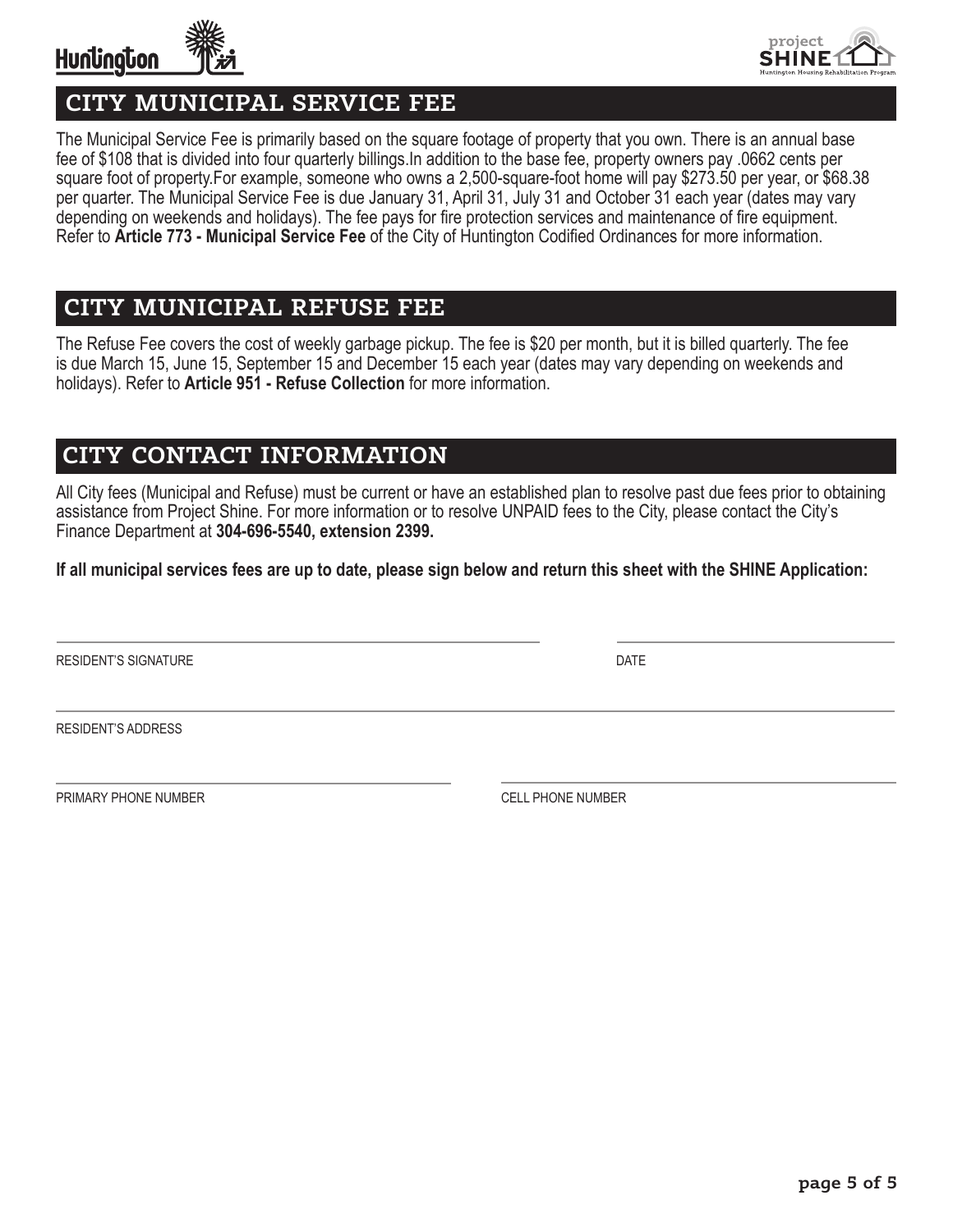## CITY MUNICIPAL SERVICE FEE

The Municipal Service Fee is primarily based on the square footage of property that you own. There is an annual base fee of $108 that is divided into four quarterly billings.In addition to the base fee, property owners pay .0662 cents per square foot of property.For example, someone who owns a 2,500-square-foot home will pay $273.50 per year, or $68.38 per quarter. The Municipal Service Fee is due January 31, April 31, July 31 and October 31 each year (dates may vary depending on weekends and holidays). The fee pays for fire protection services and maintenance of fire equipment. Refer to **Article 773 - Municipal Service Fee** of the City of Huntington Codified Ordinances for more information.

## CITY MUNICIPAL REFUSE FEE

The Refuse Fee covers the cost of weekly garbage pickup. The fee is $20 per month, but it is billed quarterly. The fee is due March 15, June 15, September 15 and December 15 each year (dates may vary depending on weekends and holidays). Refer to **Article 951 - Refuse Collection** for more information.

## CITY CONTACT INFORMATION

All City fees (Municipal and Refuse) must be current or have an established plan to resolve past due fees prior to obtaining assistance from Project Shine. For more information or to resolve UNPAID fees to the City, please contact the City's Finance Department at **304-696-5540, extension 2399.**

**If all municipal services fees are up to date, please sign below and return this sheet with the SHINE Application:**

RESIDENT'S SIGNATURE

DATE

RESIDENT'S ADDRESS

PRIMARY PHONE NUMBER

CELL PHONE NUMBER